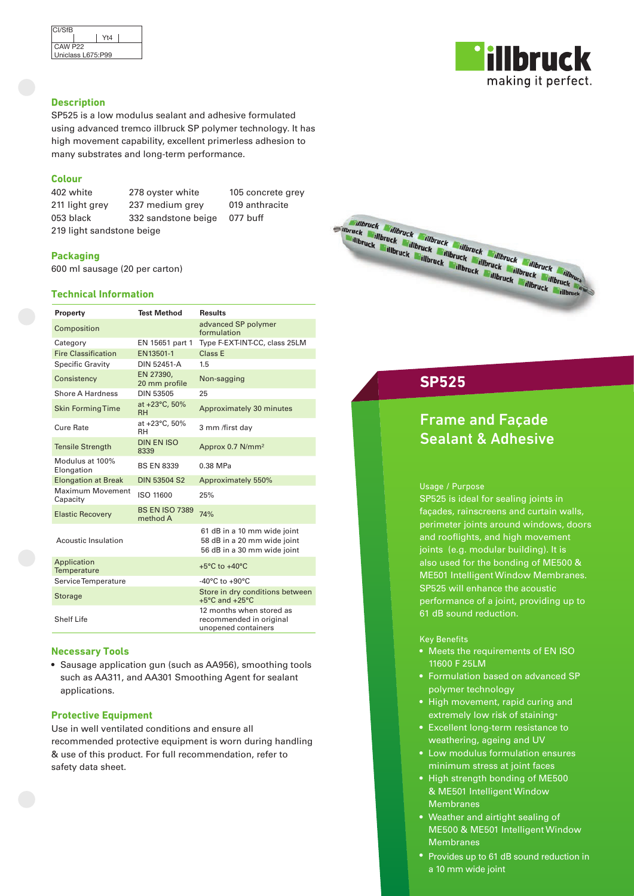| CI/SfB | | Yt4 | |
|---|---|---|---|
| CAW P22 | | | |
| Uniclass L675:P99 | | | |

## Description

SP525 is a low modulus sealant and adhesive formulated using advanced tremco illbruck SP polymer technology. It has high movement capability, excellent primerless adhesion to many substrates and long-term performance.

## Colour

| | | |
|---|---|---|
| 402 white | 278 oyster white | 105 concrete grey |
| 211 light grey | 237 medium grey | 019 anthracite |
| 053 black | 332 sandstone beige | 077 buff |
| 219 light sandstone beige | | |

## Packaging

600 ml sausage (20 per carton)

## Technical Information

| Property | Test Method | Results |
|---|---|---|
| Composition | | advanced SP polymer formulation |
| Category | EN 15651 part 1 | Type F-EXT-INT-CC, class 25LM |
| Fire Classification | EN13501-1 | Class E |
| Specific Gravity | DIN 52451-A | 1.5 |
| Consistency | EN 27390, 20 mm profile | Non-sagging |
| Shore A Hardness | DIN 53505 | 25 |
| Skin Forming Time | at +23°C, 50% RH | Approximately 30 minutes |
| Cure Rate | at +23°C, 50% RH | 3 mm /first day |
| Tensile Strength | DIN EN ISO 8339 | Approx 0.7 N/mm² |
| Modulus at 100% Elongation | BS EN 8339 | 0.38 MPa |
| Elongation at Break | DIN 53504 S2 | Approximately 550% |
| Maximum Movement Capacity | ISO 11600 | 25% |
| Elastic Recovery | BS EN ISO 7389 method A | 74% |
| Acoustic Insulation | | 61 dB in a 10 mm wide joint<br>58 dB in a 20 mm wide joint<br>56 dB in a 30 mm wide joint |
| Application Temperature | | +5°C to +40°C |
| Service Temperature | | -40°C to +90°C |
| Storage | | Store in dry conditions between +5°C and +25°C |
| Shelf Life | | 12 months when stored as recommended in original unopened containers |

## Necessary Tools

- Sausage application gun (such as AA956), smoothing tools such as AA311, and AA301 Smoothing Agent for sealant applications.

## Protective Equipment

Use in well ventilated conditions and ensure all recommended protective equipment is worn during handling & use of this product. For full recommendation, refer to safety data sheet.

# SP525

## Frame and Façade Sealant & Adhesive

### Usage / Purpose

SP525 is ideal for sealing joints in façades, rainscreens and curtain walls, perimeter joints around windows, doors and rooflights, and high movement joints (e.g. modular building). It is also used for the bonding of ME500 & ME501 Intelligent Window Membranes. SP525 will enhance the acoustic performance of a joint, providing up to 61 dB sound reduction.

### Key Benefits

- Meets the requirements of EN ISO 11600 F 25LM
- Formulation based on advanced SP polymer technology
- High movement, rapid curing and extremely low risk of staining+
- Excellent long-term resistance to weathering, ageing and UV
- Low modulus formulation ensures minimum stress at joint faces
- High strength bonding of ME500 & ME501 Intelligent Window Membranes
- Weather and airtight sealing of ME500 & ME501 Intelligent Window Membranes
- Provides up to 61 dB sound reduction in a 10 mm wide joint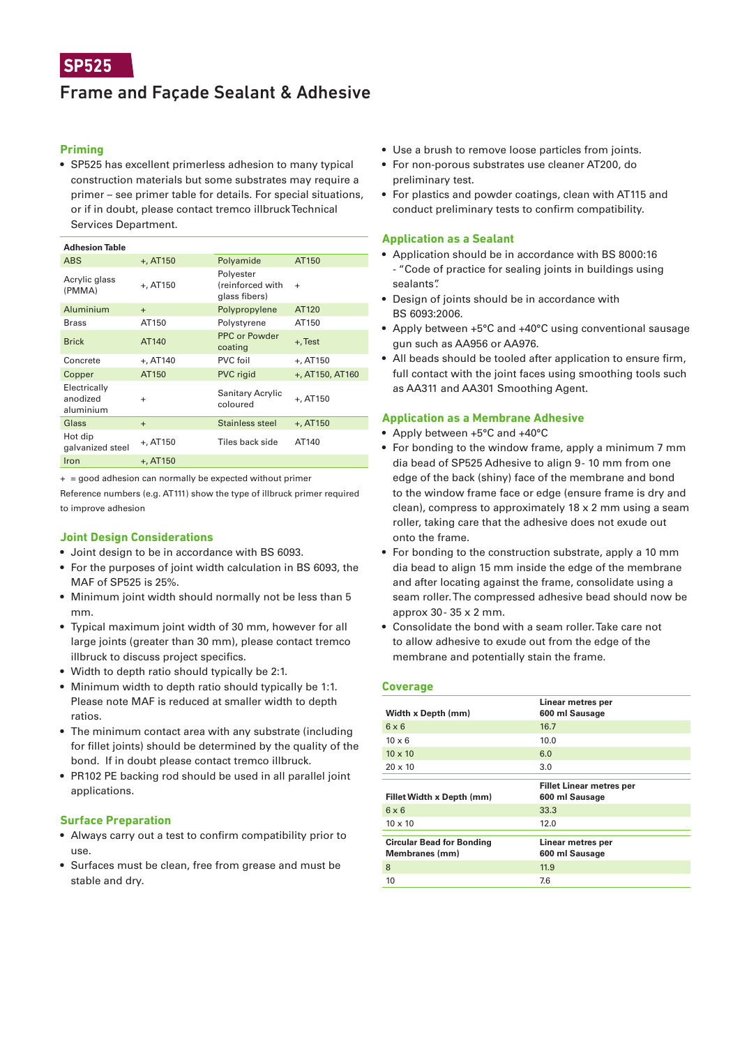# SP525

## Frame and Façade Sealant & Adhesive

### Priming

- SP525 has excellent primerless adhesion to many typical construction materials but some substrates may require a primer – see primer table for details. For special situations, or if in doubt, please contact tremco illbruck Technical Services Department.

| Adhesion Table | | | |
|---|---|---|---|
| ABS | +, AT150 | Polyamide | AT150 |
| Acrylic glass (PMMA) | +, AT150 | Polyester (reinforced with glass fibers) | + |
| Aluminium | + | Polypropylene | AT120 |
| Brass | AT150 | Polystyrene | AT150 |
| Brick | AT140 | PPC or Powder coating | +, Test |
| Concrete | +, AT140 | PVC foil | +, AT150 |
| Copper | AT150 | PVC rigid | +, AT150, AT160 |
| Electrically anodized aluminium | + | Sanitary Acrylic coloured | +, AT150 |
| Glass | + | Stainless steel | +, AT150 |
| Hot dip galvanized steel | +, AT150 | Tiles back side | AT140 |
| Iron | +, AT150 | | |

+ = good adhesion can normally be expected without primer

Reference numbers (e.g. AT111) show the type of illbruck primer required to improve adhesion

### Joint Design Considerations

- Joint design to be in accordance with BS 6093.
- For the purposes of joint width calculation in BS 6093, the MAF of SP525 is 25%.
- Minimum joint width should normally not be less than 5 mm.
- Typical maximum joint width of 30 mm, however for all large joints (greater than 30 mm), please contact tremco illbruck to discuss project specifics.
- Width to depth ratio should typically be 2:1.
- Minimum width to depth ratio should typically be 1:1. Please note MAF is reduced at smaller width to depth ratios.
- The minimum contact area with any substrate (including for fillet joints) should be determined by the quality of the bond. If in doubt please contact tremco illbruck.
- PR102 PE backing rod should be used in all parallel joint applications.

### Surface Preparation

- Always carry out a test to confirm compatibility prior to use.
- Surfaces must be clean, free from grease and must be stable and dry.
- Use a brush to remove loose particles from joints.
- For non-porous substrates use cleaner AT200, do preliminary test.
- For plastics and powder coatings, clean with AT115 and conduct preliminary tests to confirm compatibility.

### Application as a Sealant

- Application should be in accordance with BS 8000:16 - "Code of practice for sealing joints in buildings using sealants".
- Design of joints should be in accordance with BS 6093:2006.
- Apply between +5°C and +40°C using conventional sausage gun such as AA956 or AA976.
- All beads should be tooled after application to ensure firm, full contact with the joint faces using smoothing tools such as AA311 and AA301 Smoothing Agent.

### Application as a Membrane Adhesive

- Apply between +5°C and +40°C
- For bonding to the window frame, apply a minimum 7 mm dia bead of SP525 Adhesive to align 9- 10 mm from one edge of the back (shiny) face of the membrane and bond to the window frame face or edge (ensure frame is dry and clean), compress to approximately 18 x 2 mm using a seam roller, taking care that the adhesive does not exude out onto the frame.
- For bonding to the construction substrate, apply a 10 mm dia bead to align 15 mm inside the edge of the membrane and after locating against the frame, consolidate using a seam roller. The compressed adhesive bead should now be approx 30- 35 x 2 mm.
- Consolidate the bond with a seam roller. Take care not to allow adhesive to exude out from the edge of the membrane and potentially stain the frame.

### Coverage

| Width x Depth (mm) | Linear metres per 600 ml Sausage |
|---|---|
| 6 x 6 | 16.7 |
| 10 x 6 | 10.0 |
| 10 x 10 | 6.0 |
| 20 x 10 | 3.0 |

| Fillet Width x Depth (mm) | Fillet Linear metres per 600 ml Sausage |
|---|---|
| 6 x 6 | 33.3 |
| 10 x 10 | 12.0 |

| Circular Bead for Bonding Membranes (mm) | Linear metres per 600 ml Sausage |
|---|---|
| 8 | 11.9 |
| 10 | 7.6 |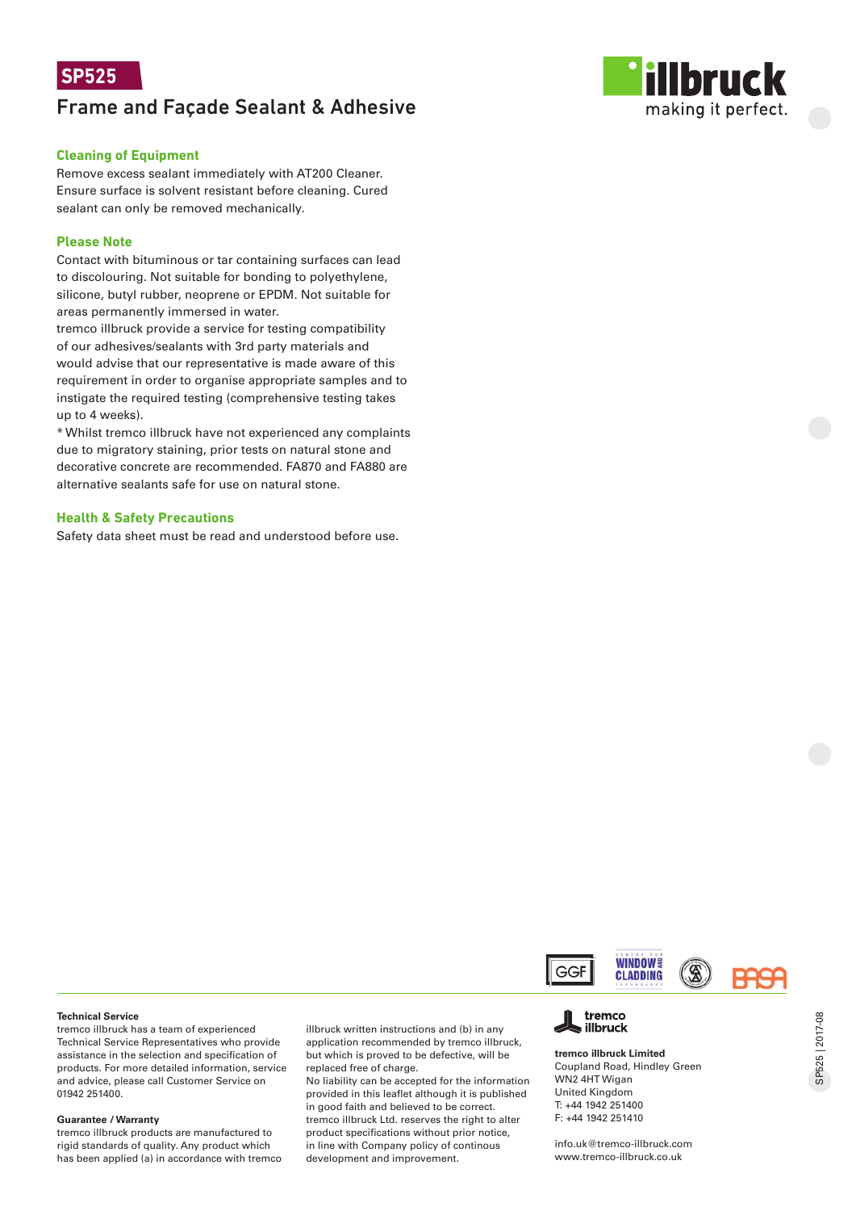**SP525**

# Frame and Façade Sealant & Adhesive

### Cleaning of Equipment

Remove excess sealant immediately with AT200 Cleaner. Ensure surface is solvent resistant before cleaning. Cured sealant can only be removed mechanically.

### Please Note

Contact with bituminous or tar containing surfaces can lead to discolouring. Not suitable for bonding to polyethylene, silicone, butyl rubber, neoprene or EPDM. Not suitable for areas permanently immersed in water.

tremco illbruck provide a service for testing compatibility of our adhesives/sealants with 3rd party materials and would advise that our representative is made aware of this requirement in order to organise appropriate samples and to instigate the required testing (comprehensive testing takes up to 4 weeks).

* Whilst tremco illbruck have not experienced any complaints due to migratory staining, prior tests on natural stone and decorative concrete are recommended. FA870 and FA880 are alternative sealants safe for use on natural stone.

### Health & Safety Precautions

Safety data sheet must be read and understood before use.

**Technical Service**

tremco illbruck has a team of experienced Technical Service Representatives who provide assistance in the selection and specification of products. For more detailed information, service and advice, please call Customer Service on 01942 251400.

**Guarantee / Warranty**

tremco illbruck products are manufactured to rigid standards of quality. Any product which has been applied (a) in accordance with tremco illbruck written instructions and (b) in any application recommended by tremco illbruck, but which is proved to be defective, will be replaced free of charge.

No liability can be accepted for the information provided in this leaflet although it is published in good faith and believed to be correct. tremco illbruck Ltd. reserves the right to alter product specifications without prior notice, in line with Company policy of continous development and improvement.

**tremco illbruck Limited**
Coupland Road, Hindley Green
WN2 4HT Wigan
United Kingdom
T: +44 1942 251400
F: +44 1942 251410

info.uk@tremco-illbruck.com
www.tremco-illbruck.co.uk

SP525 | 2017-08